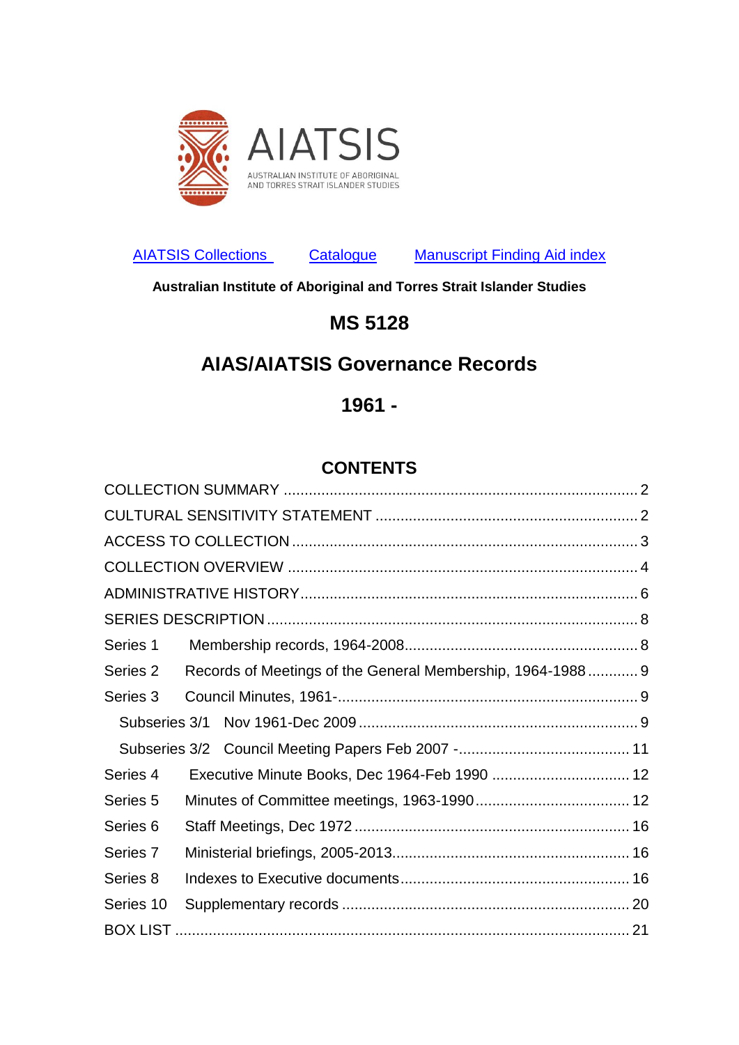AIATSIS

AUSTRALIAN INSTITUTE OF ABORIGINAL AND TORRES STRAIT ISLANDER STUDIES

[AIATSIS Collections](#) [Catalogue](#) [Manuscript Finding Aid index](#)

**Australian Institute of Aboriginal and Torres Strait Islander Studies**

# MS 5128

# AIAS/AIATSIS Governance Records

# 1961 -

## CONTENTS

COLLECTION SUMMARY ..... 2
CULTURAL SENSITIVITY STATEMENT ..... 2
ACCESS TO COLLECTION ..... 3
COLLECTION OVERVIEW ..... 4
ADMINISTRATIVE HISTORY ..... 6
SERIES DESCRIPTION ..... 8
Series 1 Membership records, 1964-2008 ..... 8
Series 2 Records of Meetings of the General Membership, 1964-1988 ..... 9
Series 3 Council Minutes, 1961- ..... 9
 Subseries 3/1 Nov 1961-Dec 2009 ..... 9
 Subseries 3/2 Council Meeting Papers Feb 2007 - ..... 11
Series 4 Executive Minute Books, Dec 1964-Feb 1990 ..... 12
Series 5 Minutes of Committee meetings, 1963-1990 ..... 12
Series 6 Staff Meetings, Dec 1972 ..... 16
Series 7 Ministerial briefings, 2005-2013 ..... 16
Series 8 Indexes to Executive documents ..... 16
Series 10 Supplementary records ..... 20
BOX LIST ..... 21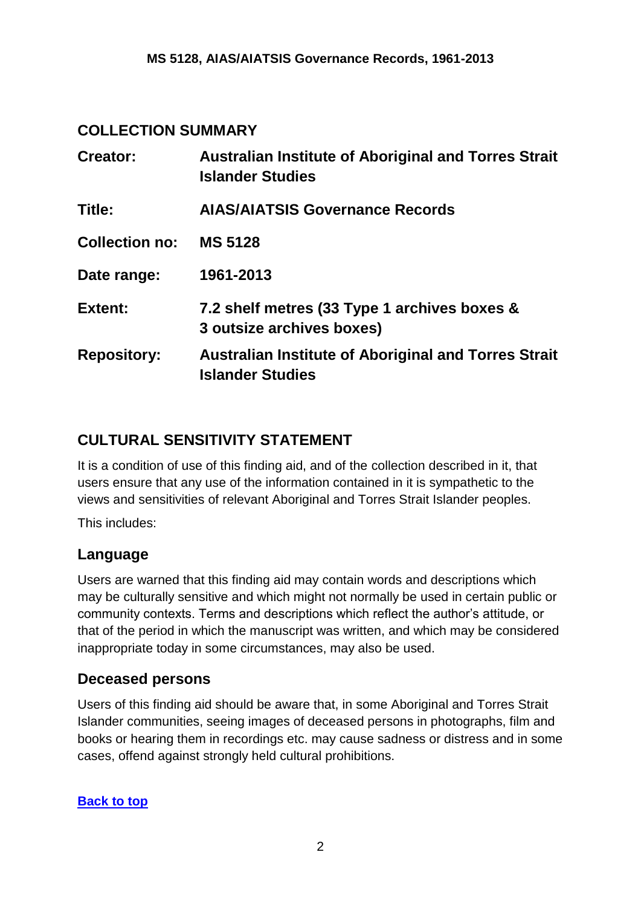## COLLECTION SUMMARY

| | |
|---|---|
| **Creator:** | **Australian Institute of Aboriginal and Torres Strait Islander Studies** |
| **Title:** | **AIAS/AIATSIS Governance Records** |
| **Collection no:** | **MS 5128** |
| **Date range:** | **1961-2013** |
| **Extent:** | **7.2 shelf metres (33 Type 1 archives boxes & 3 outsize archives boxes)** |
| **Repository:** | **Australian Institute of Aboriginal and Torres Strait Islander Studies** |

## CULTURAL SENSITIVITY STATEMENT

It is a condition of use of this finding aid, and of the collection described in it, that users ensure that any use of the information contained in it is sympathetic to the views and sensitivities of relevant Aboriginal and Torres Strait Islander peoples.

This includes:

### Language

Users are warned that this finding aid may contain words and descriptions which may be culturally sensitive and which might not normally be used in certain public or community contexts. Terms and descriptions which reflect the author's attitude, or that of the period in which the manuscript was written, and which may be considered inappropriate today in some circumstances, may also be used.

### Deceased persons

Users of this finding aid should be aware that, in some Aboriginal and Torres Strait Islander communities, seeing images of deceased persons in photographs, film and books or hearing them in recordings etc. may cause sadness or distress and in some cases, offend against strongly held cultural prohibitions.

**Back to top**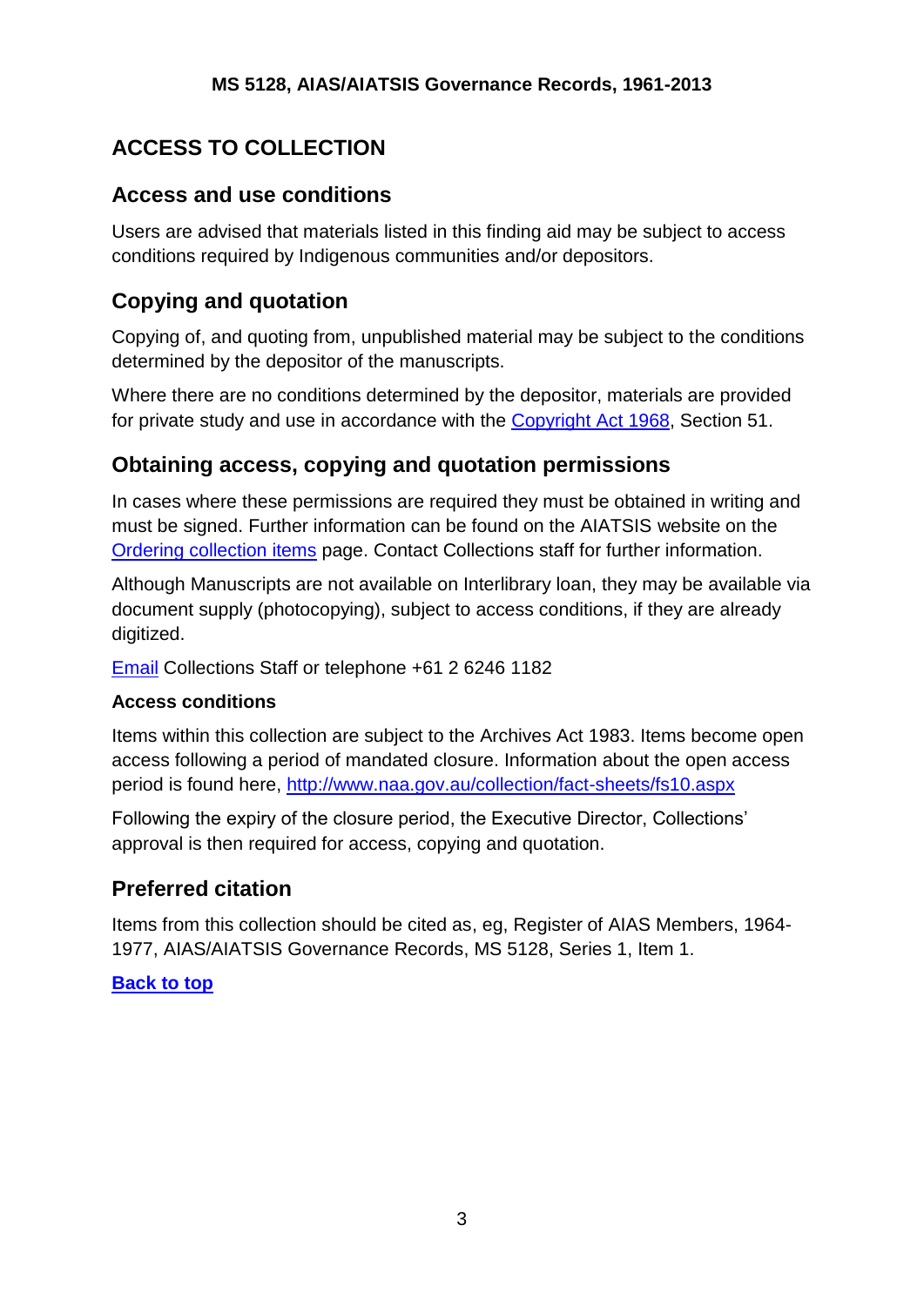## ACCESS TO COLLECTION

### Access and use conditions

Users are advised that materials listed in this finding aid may be subject to access conditions required by Indigenous communities and/or depositors.

### Copying and quotation

Copying of, and quoting from, unpublished material may be subject to the conditions determined by the depositor of the manuscripts.

Where there are no conditions determined by the depositor, materials are provided for private study and use in accordance with the [Copyright Act 1968](), Section 51.

### Obtaining access, copying and quotation permissions

In cases where these permissions are required they must be obtained in writing and must be signed. Further information can be found on the AIATSIS website on the [Ordering collection items]() page. Contact Collections staff for further information.

Although Manuscripts are not available on Interlibrary loan, they may be available via document supply (photocopying), subject to access conditions, if they are already digitized.

[Email]() Collections Staff or telephone +61 2 6246 1182

#### Access conditions

Items within this collection are subject to the Archives Act 1983. Items become open access following a period of mandated closure. Information about the open access period is found here, http://www.naa.gov.au/collection/fact-sheets/fs10.aspx

Following the expiry of the closure period, the Executive Director, Collections' approval is then required for access, copying and quotation.

### Preferred citation

Items from this collection should be cited as, eg, Register of AIAS Members, 1964-1977, AIAS/AIATSIS Governance Records, MS 5128, Series 1, Item 1.

**[Back to top]()**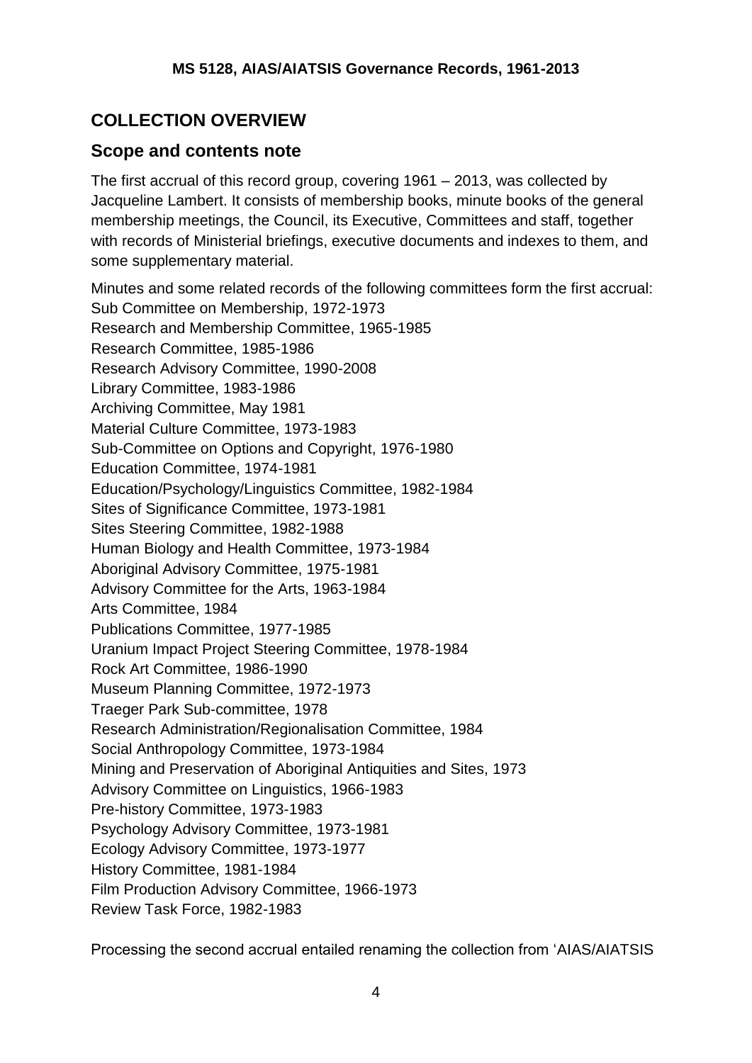## COLLECTION OVERVIEW

### Scope and contents note

The first accrual of this record group, covering 1961 – 2013, was collected by Jacqueline Lambert. It consists of membership books, minute books of the general membership meetings, the Council, its Executive, Committees and staff, together with records of Ministerial briefings, executive documents and indexes to them, and some supplementary material.

Minutes and some related records of the following committees form the first accrual:
Sub Committee on Membership, 1972-1973
Research and Membership Committee, 1965-1985
Research Committee, 1985-1986
Research Advisory Committee, 1990-2008
Library Committee, 1983-1986
Archiving Committee, May 1981
Material Culture Committee, 1973-1983
Sub-Committee on Options and Copyright, 1976-1980
Education Committee, 1974-1981
Education/Psychology/Linguistics Committee, 1982-1984
Sites of Significance Committee, 1973-1981
Sites Steering Committee, 1982-1988
Human Biology and Health Committee, 1973-1984
Aboriginal Advisory Committee, 1975-1981
Advisory Committee for the Arts, 1963-1984
Arts Committee, 1984
Publications Committee, 1977-1985
Uranium Impact Project Steering Committee, 1978-1984
Rock Art Committee, 1986-1990
Museum Planning Committee, 1972-1973
Traeger Park Sub-committee, 1978
Research Administration/Regionalisation Committee, 1984
Social Anthropology Committee, 1973-1984
Mining and Preservation of Aboriginal Antiquities and Sites, 1973
Advisory Committee on Linguistics, 1966-1983
Pre-history Committee, 1973-1983
Psychology Advisory Committee, 1973-1981
Ecology Advisory Committee, 1973-1977
History Committee, 1981-1984
Film Production Advisory Committee, 1966-1973
Review Task Force, 1982-1983

Processing the second accrual entailed renaming the collection from 'AIAS/AIATSIS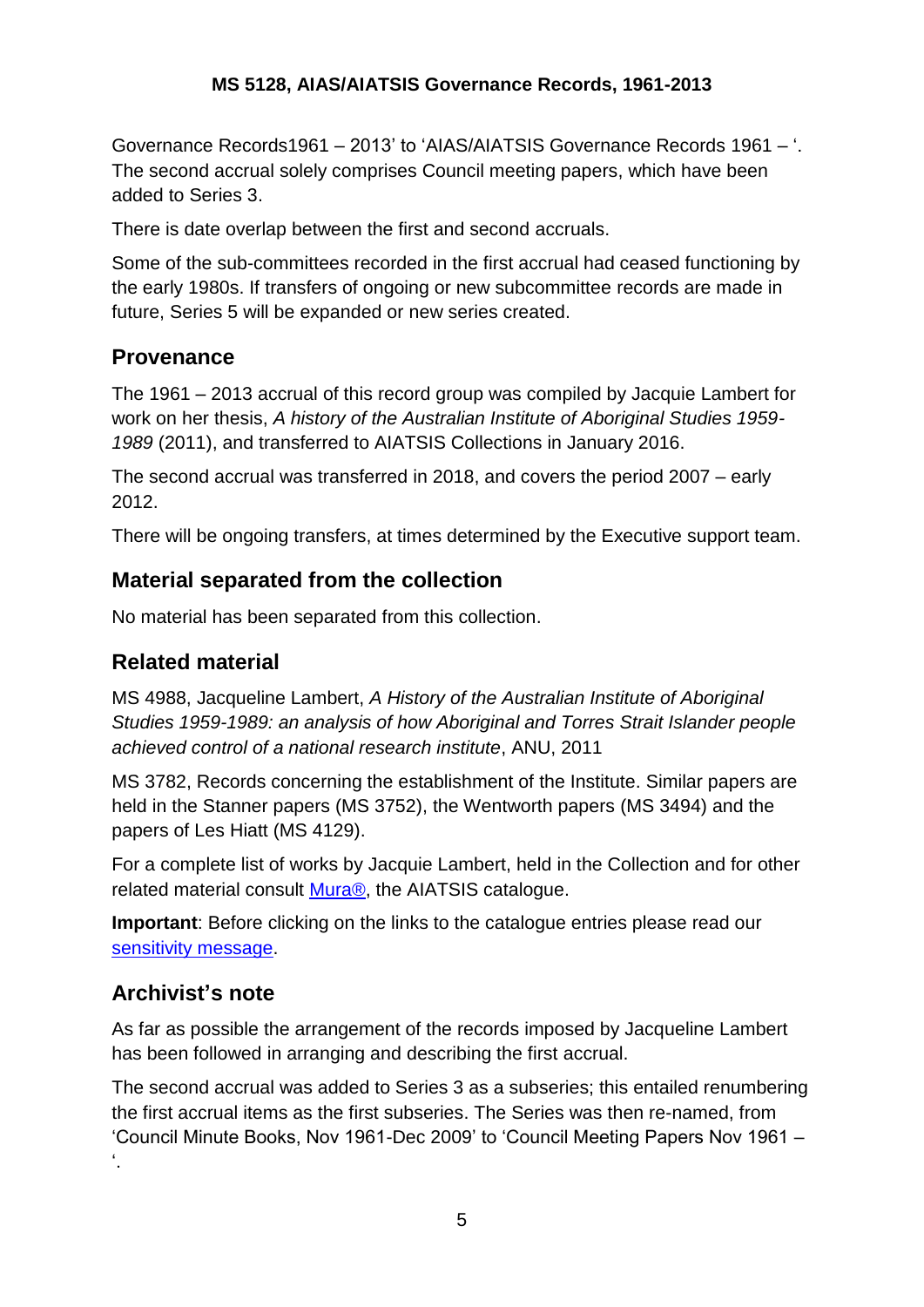Governance Records1961 – 2013' to 'AIAS/AIATSIS Governance Records 1961 – '. The second accrual solely comprises Council meeting papers, which have been added to Series 3.

There is date overlap between the first and second accruals.

Some of the sub-committees recorded in the first accrual had ceased functioning by the early 1980s. If transfers of ongoing or new subcommittee records are made in future, Series 5 will be expanded or new series created.

## Provenance

The 1961 – 2013 accrual of this record group was compiled by Jacquie Lambert for work on her thesis, *A history of the Australian Institute of Aboriginal Studies 1959-1989* (2011), and transferred to AIATSIS Collections in January 2016.

The second accrual was transferred in 2018, and covers the period 2007 – early 2012.

There will be ongoing transfers, at times determined by the Executive support team.

## Material separated from the collection

No material has been separated from this collection.

## Related material

MS 4988, Jacqueline Lambert, *A History of the Australian Institute of Aboriginal Studies 1959-1989: an analysis of how Aboriginal and Torres Strait Islander people achieved control of a national research institute*, ANU, 2011

MS 3782, Records concerning the establishment of the Institute. Similar papers are held in the Stanner papers (MS 3752), the Wentworth papers (MS 3494) and the papers of Les Hiatt (MS 4129).

For a complete list of works by Jacquie Lambert, held in the Collection and for other related material consult Mura®, the AIATSIS catalogue.

**Important**: Before clicking on the links to the catalogue entries please read our sensitivity message.

## Archivist's note

As far as possible the arrangement of the records imposed by Jacqueline Lambert has been followed in arranging and describing the first accrual.

The second accrual was added to Series 3 as a subseries; this entailed renumbering the first accrual items as the first subseries. The Series was then re-named, from 'Council Minute Books, Nov 1961-Dec 2009' to 'Council Meeting Papers Nov 1961 – '.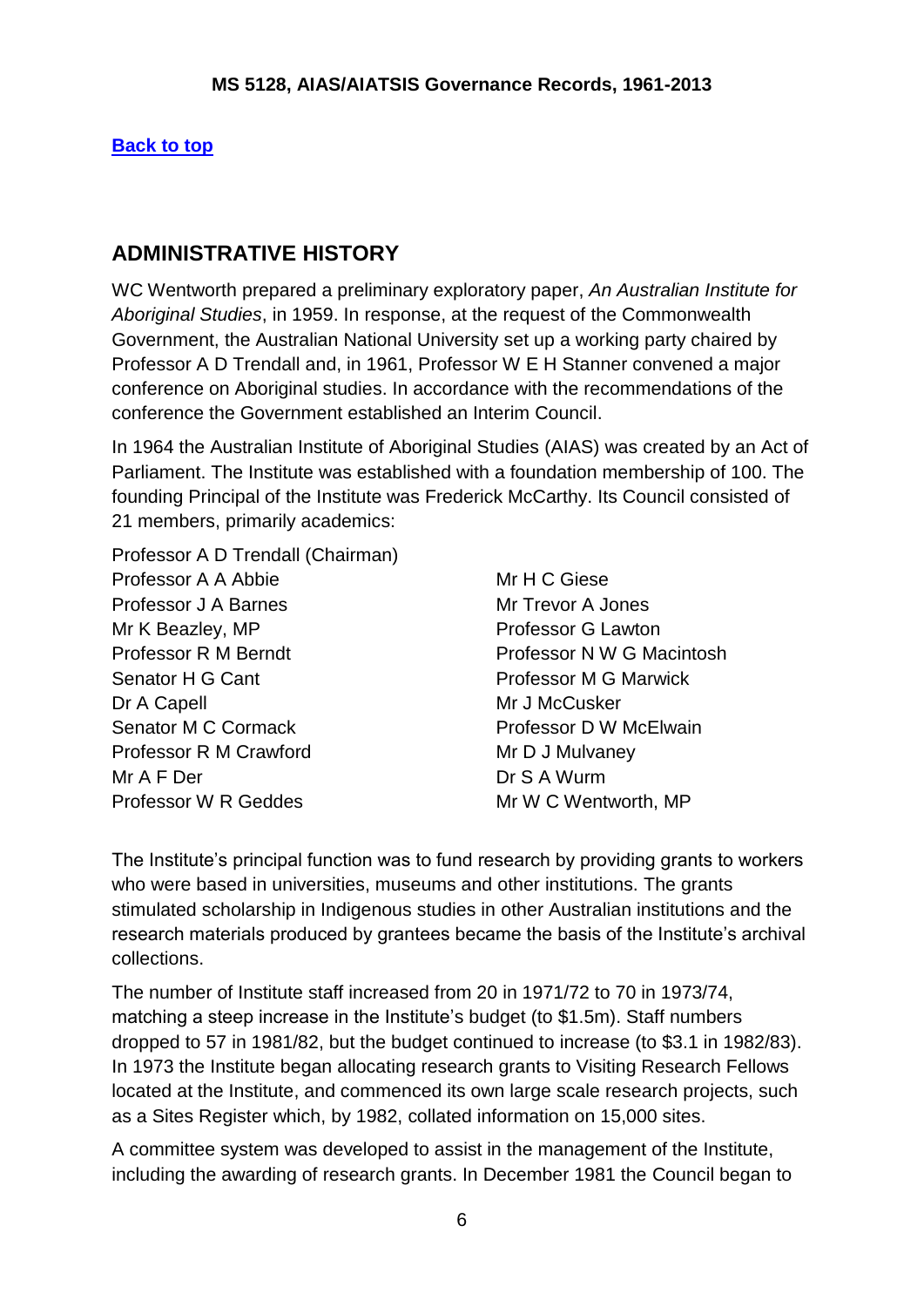[Back to top](#)

## ADMINISTRATIVE HISTORY

WC Wentworth prepared a preliminary exploratory paper, *An Australian Institute for Aboriginal Studies*, in 1959. In response, at the request of the Commonwealth Government, the Australian National University set up a working party chaired by Professor A D Trendall and, in 1961, Professor W E H Stanner convened a major conference on Aboriginal studies. In accordance with the recommendations of the conference the Government established an Interim Council.

In 1964 the Australian Institute of Aboriginal Studies (AIAS) was created by an Act of Parliament. The Institute was established with a foundation membership of 100. The founding Principal of the Institute was Frederick McCarthy. Its Council consisted of 21 members, primarily academics:

Professor A D Trendall (Chairman)
Professor A A Abbie
Professor J A Barnes
Mr K Beazley, MP
Professor R M Berndt
Senator H G Cant
Dr A Capell
Senator M C Cormack
Professor R M Crawford
Mr A F Der
Professor W R Geddes
Mr H C Giese
Mr Trevor A Jones
Professor G Lawton
Professor N W G Macintosh
Professor M G Marwick
Mr J McCusker
Professor D W McElwain
Mr D J Mulvaney
Dr S A Wurm
Mr W C Wentworth, MP

The Institute's principal function was to fund research by providing grants to workers who were based in universities, museums and other institutions. The grants stimulated scholarship in Indigenous studies in other Australian institutions and the research materials produced by grantees became the basis of the Institute's archival collections.

The number of Institute staff increased from 20 in 1971/72 to 70 in 1973/74, matching a steep increase in the Institute's budget (to $1.5m). Staff numbers dropped to 57 in 1981/82, but the budget continued to increase (to $3.1 in 1982/83). In 1973 the Institute began allocating research grants to Visiting Research Fellows located at the Institute, and commenced its own large scale research projects, such as a Sites Register which, by 1982, collated information on 15,000 sites.

A committee system was developed to assist in the management of the Institute, including the awarding of research grants. In December 1981 the Council began to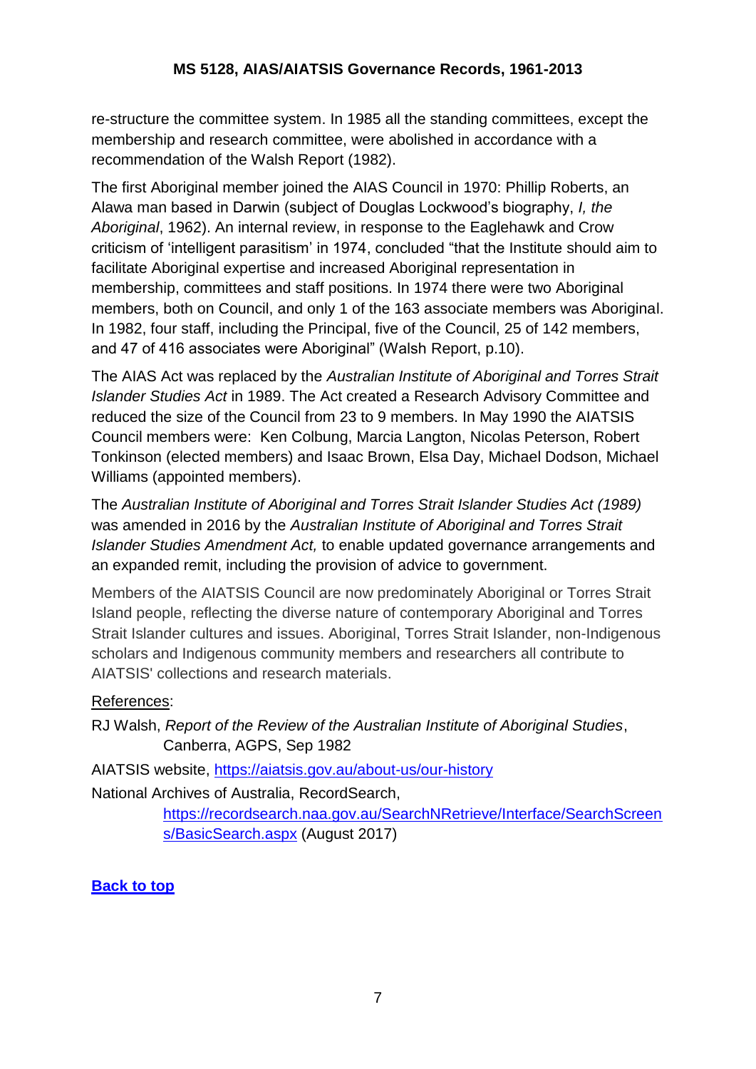re-structure the committee system. In 1985 all the standing committees, except the membership and research committee, were abolished in accordance with a recommendation of the Walsh Report (1982).

The first Aboriginal member joined the AIAS Council in 1970: Phillip Roberts, an Alawa man based in Darwin (subject of Douglas Lockwood's biography, *I, the Aboriginal*, 1962). An internal review, in response to the Eaglehawk and Crow criticism of 'intelligent parasitism' in 1974, concluded "that the Institute should aim to facilitate Aboriginal expertise and increased Aboriginal representation in membership, committees and staff positions. In 1974 there were two Aboriginal members, both on Council, and only 1 of the 163 associate members was Aboriginal. In 1982, four staff, including the Principal, five of the Council, 25 of 142 members, and 47 of 416 associates were Aboriginal" (Walsh Report, p.10).

The AIAS Act was replaced by the *Australian Institute of Aboriginal and Torres Strait Islander Studies Act* in 1989. The Act created a Research Advisory Committee and reduced the size of the Council from 23 to 9 members. In May 1990 the AIATSIS Council members were: Ken Colbung, Marcia Langton, Nicolas Peterson, Robert Tonkinson (elected members) and Isaac Brown, Elsa Day, Michael Dodson, Michael Williams (appointed members).

The *Australian Institute of Aboriginal and Torres Strait Islander Studies Act (1989)* was amended in 2016 by the *Australian Institute of Aboriginal and Torres Strait Islander Studies Amendment Act,* to enable updated governance arrangements and an expanded remit, including the provision of advice to government.

Members of the AIATSIS Council are now predominately Aboriginal or Torres Strait Island people, reflecting the diverse nature of contemporary Aboriginal and Torres Strait Islander cultures and issues. Aboriginal, Torres Strait Islander, non-Indigenous scholars and Indigenous community members and researchers all contribute to AIATSIS' collections and research materials.

References:

RJ Walsh, *Report of the Review of the Australian Institute of Aboriginal Studies*, Canberra, AGPS, Sep 1982

AIATSIS website, https://aiatsis.gov.au/about-us/our-history

National Archives of Australia, RecordSearch, https://recordsearch.naa.gov.au/SearchNRetrieve/Interface/SearchScreens/BasicSearch.aspx (August 2017)

**Back to top**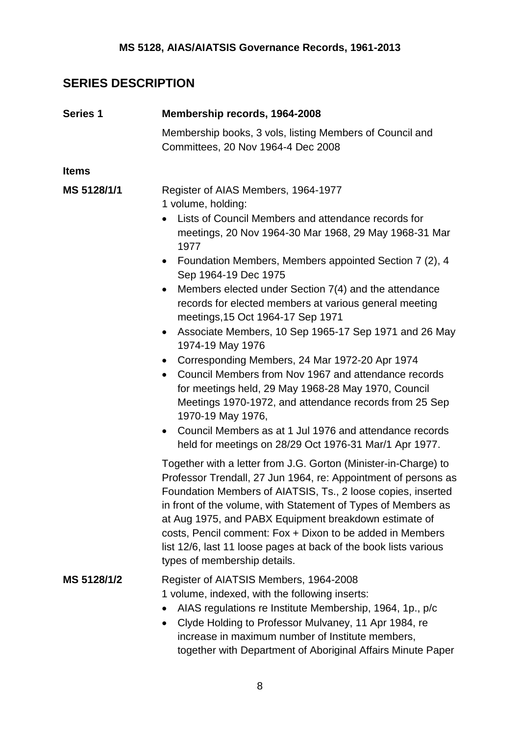## SERIES DESCRIPTION

**Series 1** **Membership records, 1964-2008**

Membership books, 3 vols, listing Members of Council and Committees, 20 Nov 1964-4 Dec 2008

**Items**

**MS 5128/1/1** Register of AIAS Members, 1964-1977

1 volume, holding:

- Lists of Council Members and attendance records for meetings, 20 Nov 1964-30 Mar 1968, 29 May 1968-31 Mar 1977
- Foundation Members, Members appointed Section 7 (2), 4 Sep 1964-19 Dec 1975
- Members elected under Section 7(4) and the attendance records for elected members at various general meeting meetings,15 Oct 1964-17 Sep 1971
- Associate Members, 10 Sep 1965-17 Sep 1971 and 26 May 1974-19 May 1976
- Corresponding Members, 24 Mar 1972-20 Apr 1974
- Council Members from Nov 1967 and attendance records for meetings held, 29 May 1968-28 May 1970, Council Meetings 1970-1972, and attendance records from 25 Sep 1970-19 May 1976,
- Council Members as at 1 Jul 1976 and attendance records held for meetings on 28/29 Oct 1976-31 Mar/1 Apr 1977.

Together with a letter from J.G. Gorton (Minister-in-Charge) to Professor Trendall, 27 Jun 1964, re: Appointment of persons as Foundation Members of AIATSIS, Ts., 2 loose copies, inserted in front of the volume, with Statement of Types of Members as at Aug 1975, and PABX Equipment breakdown estimate of costs, Pencil comment: Fox + Dixon to be added in Members list 12/6, last 11 loose pages at back of the book lists various types of membership details.

**MS 5128/1/2** Register of AIATSIS Members, 1964-2008

1 volume, indexed, with the following inserts:

- AIAS regulations re Institute Membership, 1964, 1p., p/c
- Clyde Holding to Professor Mulvaney, 11 Apr 1984, re increase in maximum number of Institute members, together with Department of Aboriginal Affairs Minute Paper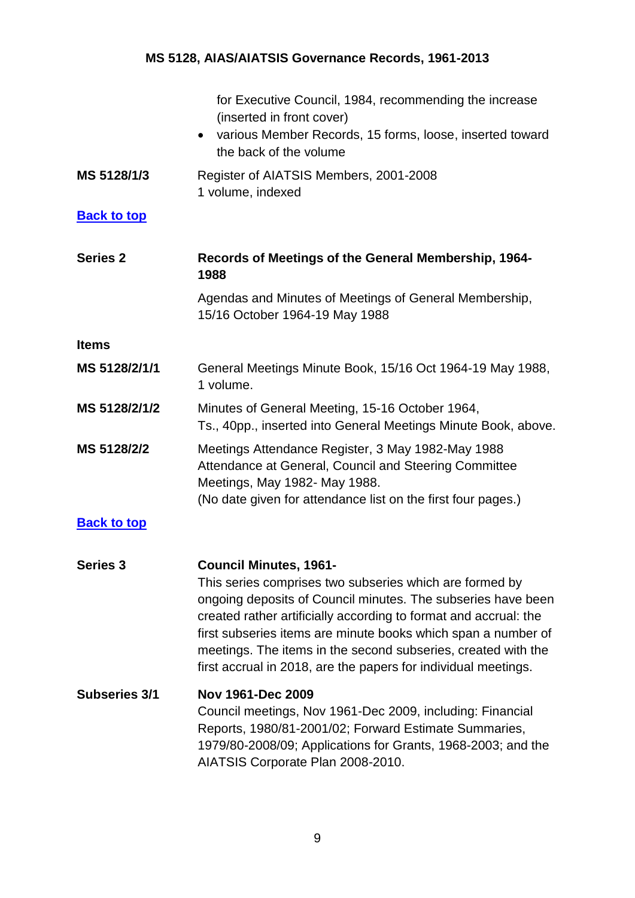for Executive Council, 1984, recommending the increase (inserted in front cover)

- various Member Records, 15 forms, loose, inserted toward the back of the volume

**MS 5128/1/3** Register of AIATSIS Members, 2001-2008
1 volume, indexed

**Back to top**

**Series 2** **Records of Meetings of the General Membership, 1964-1988**

Agendas and Minutes of Meetings of General Membership, 15/16 October 1964-19 May 1988

**Items**

**MS 5128/2/1/1** General Meetings Minute Book, 15/16 Oct 1964-19 May 1988, 1 volume.

**MS 5128/2/1/2** Minutes of General Meeting, 15-16 October 1964, Ts., 40pp., inserted into General Meetings Minute Book, above.

**MS 5128/2/2** Meetings Attendance Register, 3 May 1982-May 1988
Attendance at General, Council and Steering Committee Meetings, May 1982- May 1988.
(No date given for attendance list on the first four pages.)

**Back to top**

**Series 3** **Council Minutes, 1961-**

This series comprises two subseries which are formed by ongoing deposits of Council minutes. The subseries have been created rather artificially according to format and accrual: the first subseries items are minute books which span a number of meetings. The items in the second subseries, created with the first accrual in 2018, are the papers for individual meetings.

**Subseries 3/1** **Nov 1961-Dec 2009**

Council meetings, Nov 1961-Dec 2009, including: Financial Reports, 1980/81-2001/02; Forward Estimate Summaries, 1979/80-2008/09; Applications for Grants, 1968-2003; and the AIATSIS Corporate Plan 2008-2010.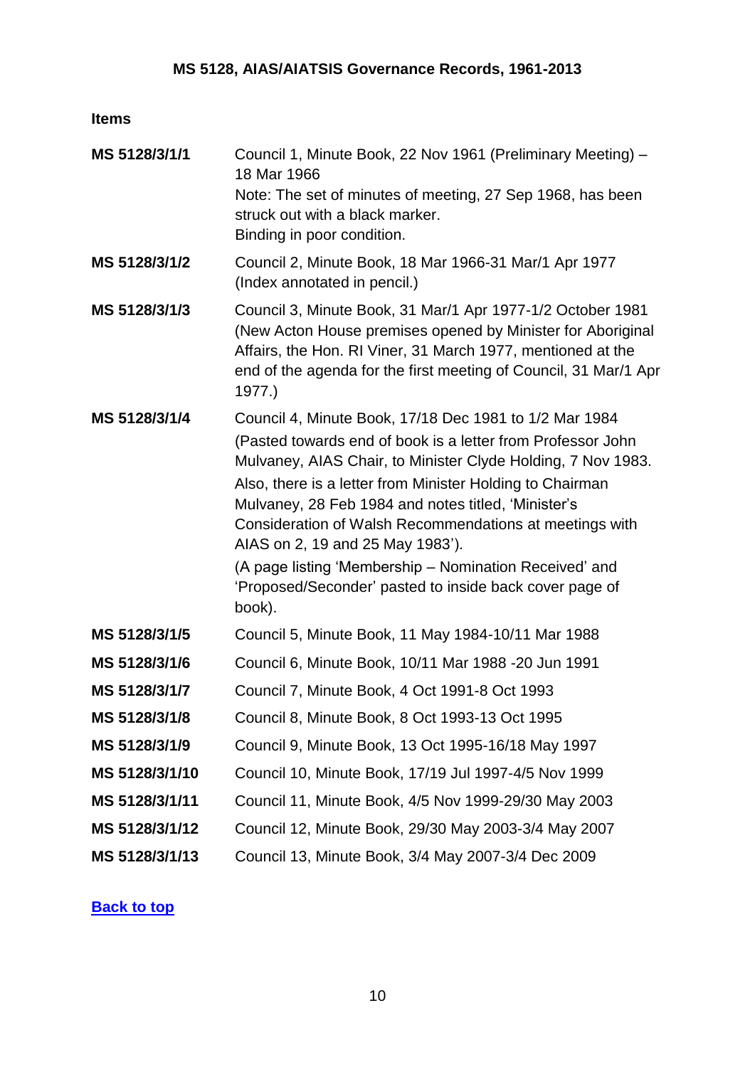**MS 5128, AIAS/AIATSIS Governance Records, 1961-2013**

**Items**

| | |
|---|---|
| **MS 5128/3/1/1** | Council 1, Minute Book, 22 Nov 1961 (Preliminary Meeting) – 18 Mar 1966<br>Note: The set of minutes of meeting, 27 Sep 1968, has been struck out with a black marker.<br>Binding in poor condition. |
| **MS 5128/3/1/2** | Council 2, Minute Book, 18 Mar 1966-31 Mar/1 Apr 1977 (Index annotated in pencil.) |
| **MS 5128/3/1/3** | Council 3, Minute Book, 31 Mar/1 Apr 1977-1/2 October 1981 (New Acton House premises opened by Minister for Aboriginal Affairs, the Hon. RI Viner, 31 March 1977, mentioned at the end of the agenda for the first meeting of Council, 31 Mar/1 Apr 1977.) |
| **MS 5128/3/1/4** | Council 4, Minute Book, 17/18 Dec 1981 to 1/2 Mar 1984<br>(Pasted towards end of book is a letter from Professor John Mulvaney, AIAS Chair, to Minister Clyde Holding, 7 Nov 1983. Also, there is a letter from Minister Holding to Chairman Mulvaney, 28 Feb 1984 and notes titled, 'Minister's Consideration of Walsh Recommendations at meetings with AIAS on 2, 19 and 25 May 1983').<br>(A page listing 'Membership – Nomination Received' and 'Proposed/Seconder' pasted to inside back cover page of book). |
| **MS 5128/3/1/5** | Council 5, Minute Book, 11 May 1984-10/11 Mar 1988 |
| **MS 5128/3/1/6** | Council 6, Minute Book, 10/11 Mar 1988 -20 Jun 1991 |
| **MS 5128/3/1/7** | Council 7, Minute Book, 4 Oct 1991-8 Oct 1993 |
| **MS 5128/3/1/8** | Council 8, Minute Book, 8 Oct 1993-13 Oct 1995 |
| **MS 5128/3/1/9** | Council 9, Minute Book, 13 Oct 1995-16/18 May 1997 |
| **MS 5128/3/1/10** | Council 10, Minute Book, 17/19 Jul 1997-4/5 Nov 1999 |
| **MS 5128/3/1/11** | Council 11, Minute Book, 4/5 Nov 1999-29/30 May 2003 |
| **MS 5128/3/1/12** | Council 12, Minute Book, 29/30 May 2003-3/4 May 2007 |
| **MS 5128/3/1/13** | Council 13, Minute Book, 3/4 May 2007-3/4 Dec 2009 |

Back to top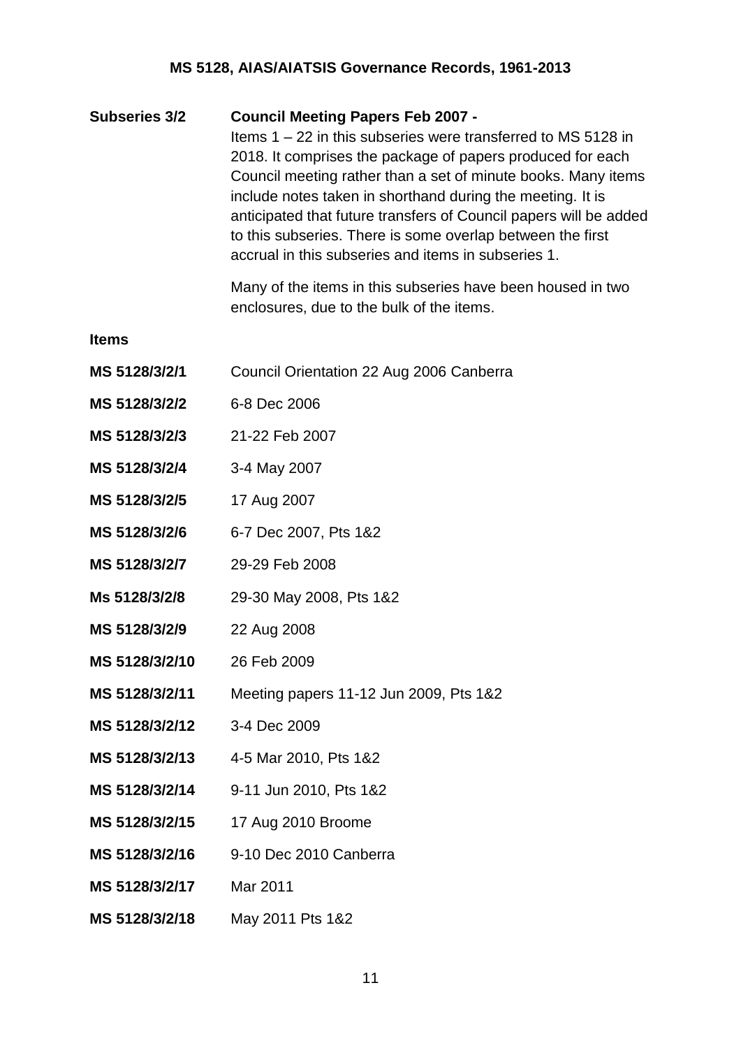**Subseries 3/2** **Council Meeting Papers Feb 2007 -**

Items 1 – 22 in this subseries were transferred to MS 5128 in 2018. It comprises the package of papers produced for each Council meeting rather than a set of minute books. Many items include notes taken in shorthand during the meeting. It is anticipated that future transfers of Council papers will be added to this subseries. There is some overlap between the first accrual in this subseries and items in subseries 1.

Many of the items in this subseries have been housed in two enclosures, due to the bulk of the items.

**Items**

| | |
|---|---|
| **MS 5128/3/2/1** | Council Orientation 22 Aug 2006 Canberra |
| **MS 5128/3/2/2** | 6-8 Dec 2006 |
| **MS 5128/3/2/3** | 21-22 Feb 2007 |
| **MS 5128/3/2/4** | 3-4 May 2007 |
| **MS 5128/3/2/5** | 17 Aug 2007 |
| **MS 5128/3/2/6** | 6-7 Dec 2007, Pts 1&2 |
| **MS 5128/3/2/7** | 29-29 Feb 2008 |
| **Ms 5128/3/2/8** | 29-30 May 2008, Pts 1&2 |
| **MS 5128/3/2/9** | 22 Aug 2008 |
| **MS 5128/3/2/10** | 26 Feb 2009 |
| **MS 5128/3/2/11** | Meeting papers 11-12 Jun 2009, Pts 1&2 |
| **MS 5128/3/2/12** | 3-4 Dec 2009 |
| **MS 5128/3/2/13** | 4-5 Mar 2010, Pts 1&2 |
| **MS 5128/3/2/14** | 9-11 Jun 2010, Pts 1&2 |
| **MS 5128/3/2/15** | 17 Aug 2010 Broome |
| **MS 5128/3/2/16** | 9-10 Dec 2010 Canberra |
| **MS 5128/3/2/17** | Mar 2011 |
| **MS 5128/3/2/18** | May 2011 Pts 1&2 |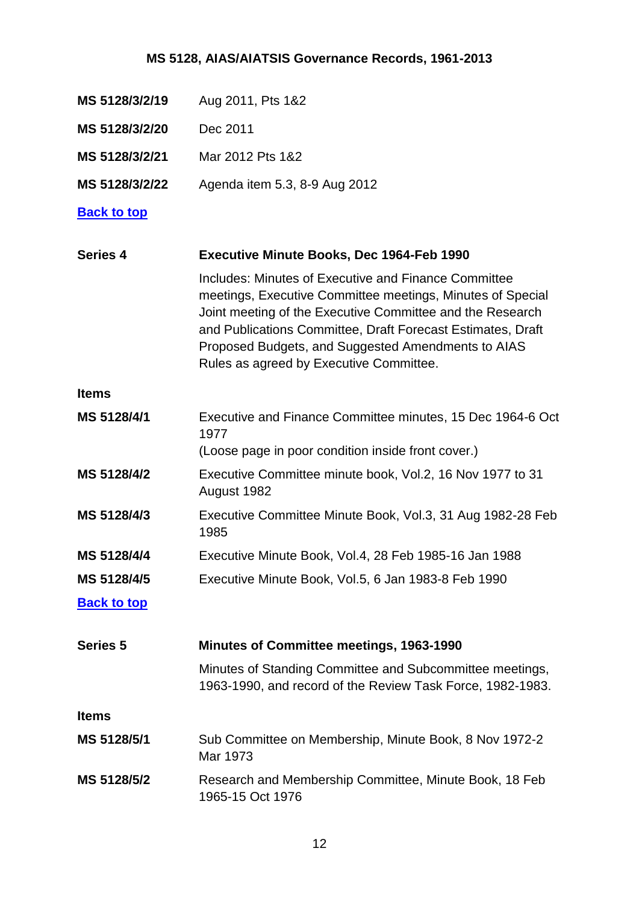**MS 5128/3/2/19** Aug 2011, Pts 1&2

**MS 5128/3/2/20** Dec 2011

**MS 5128/3/2/21** Mar 2012 Pts 1&2

**MS 5128/3/2/22** Agenda item 5.3, 8-9 Aug 2012

[Back to top]

## Series 4 — Executive Minute Books, Dec 1964-Feb 1990

Includes: Minutes of Executive and Finance Committee meetings, Executive Committee meetings, Minutes of Special Joint meeting of the Executive Committee and the Research and Publications Committee, Draft Forecast Estimates, Draft Proposed Budgets, and Suggested Amendments to AIAS Rules as agreed by Executive Committee.

**Items**

**MS 5128/4/1** Executive and Finance Committee minutes, 15 Dec 1964-6 Oct 1977
(Loose page in poor condition inside front cover.)

**MS 5128/4/2** Executive Committee minute book, Vol.2, 16 Nov 1977 to 31 August 1982

**MS 5128/4/3** Executive Committee Minute Book, Vol.3, 31 Aug 1982-28 Feb 1985

**MS 5128/4/4** Executive Minute Book, Vol.4, 28 Feb 1985-16 Jan 1988

**MS 5128/4/5** Executive Minute Book, Vol.5, 6 Jan 1983-8 Feb 1990

[Back to top]

## Series 5 — Minutes of Committee meetings, 1963-1990

Minutes of Standing Committee and Subcommittee meetings, 1963-1990, and record of the Review Task Force, 1982-1983.

**Items**

**MS 5128/5/1** Sub Committee on Membership, Minute Book, 8 Nov 1972-2 Mar 1973

**MS 5128/5/2** Research and Membership Committee, Minute Book, 18 Feb 1965-15 Oct 1976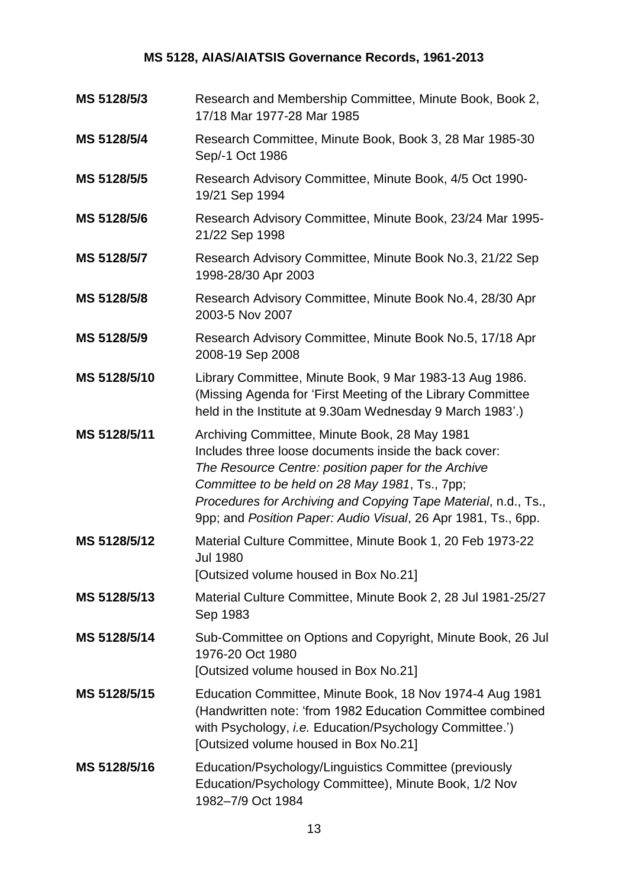**MS 5128/5/3** Research and Membership Committee, Minute Book, Book 2, 17/18 Mar 1977-28 Mar 1985

**MS 5128/5/4** Research Committee, Minute Book, Book 3, 28 Mar 1985-30 Sep/-1 Oct 1986

**MS 5128/5/5** Research Advisory Committee, Minute Book, 4/5 Oct 1990-19/21 Sep 1994

**MS 5128/5/6** Research Advisory Committee, Minute Book, 23/24 Mar 1995-21/22 Sep 1998

**MS 5128/5/7** Research Advisory Committee, Minute Book No.3, 21/22 Sep 1998-28/30 Apr 2003

**MS 5128/5/8** Research Advisory Committee, Minute Book No.4, 28/30 Apr 2003-5 Nov 2007

**MS 5128/5/9** Research Advisory Committee, Minute Book No.5, 17/18 Apr 2008-19 Sep 2008

**MS 5128/5/10** Library Committee, Minute Book, 9 Mar 1983-13 Aug 1986. (Missing Agenda for 'First Meeting of the Library Committee held in the Institute at 9.30am Wednesday 9 March 1983'.)

**MS 5128/5/11** Archiving Committee, Minute Book, 28 May 1981
Includes three loose documents inside the back cover: *The Resource Centre: position paper for the Archive Committee to be held on 28 May 1981*, Ts., 7pp; *Procedures for Archiving and Copying Tape Material*, n.d., Ts., 9pp; and *Position Paper: Audio Visual*, 26 Apr 1981, Ts., 6pp.

**MS 5128/5/12** Material Culture Committee, Minute Book 1, 20 Feb 1973-22 Jul 1980
[Outsized volume housed in Box No.21]

**MS 5128/5/13** Material Culture Committee, Minute Book 2, 28 Jul 1981-25/27 Sep 1983

**MS 5128/5/14** Sub-Committee on Options and Copyright, Minute Book, 26 Jul 1976-20 Oct 1980
[Outsized volume housed in Box No.21]

**MS 5128/5/15** Education Committee, Minute Book, 18 Nov 1974-4 Aug 1981 (Handwritten note: 'from 1982 Education Committee combined with Psychology, *i.e.* Education/Psychology Committee.')
[Outsized volume housed in Box No.21]

**MS 5128/5/16** Education/Psychology/Linguistics Committee (previously Education/Psychology Committee), Minute Book, 1/2 Nov 1982–7/9 Oct 1984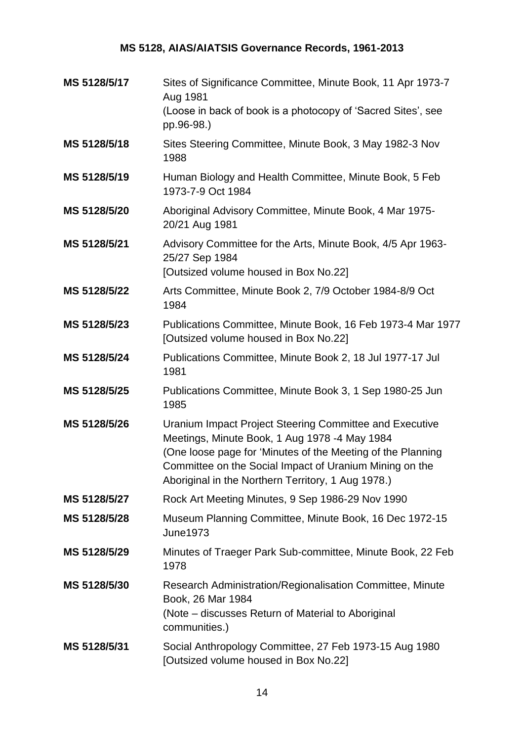**MS 5128/5/17** Sites of Significance Committee, Minute Book, 11 Apr 1973-7 Aug 1981
(Loose in back of book is a photocopy of 'Sacred Sites', see pp.96-98.)

**MS 5128/5/18** Sites Steering Committee, Minute Book, 3 May 1982-3 Nov 1988

**MS 5128/5/19** Human Biology and Health Committee, Minute Book, 5 Feb 1973-7-9 Oct 1984

**MS 5128/5/20** Aboriginal Advisory Committee, Minute Book, 4 Mar 1975-20/21 Aug 1981

**MS 5128/5/21** Advisory Committee for the Arts, Minute Book, 4/5 Apr 1963-25/27 Sep 1984
[Outsized volume housed in Box No.22]

**MS 5128/5/22** Arts Committee, Minute Book 2, 7/9 October 1984-8/9 Oct 1984

**MS 5128/5/23** Publications Committee, Minute Book, 16 Feb 1973-4 Mar 1977
[Outsized volume housed in Box No.22]

**MS 5128/5/24** Publications Committee, Minute Book 2, 18 Jul 1977-17 Jul 1981

**MS 5128/5/25** Publications Committee, Minute Book 3, 1 Sep 1980-25 Jun 1985

**MS 5128/5/26** Uranium Impact Project Steering Committee and Executive Meetings, Minute Book, 1 Aug 1978 -4 May 1984
(One loose page for 'Minutes of the Meeting of the Planning Committee on the Social Impact of Uranium Mining on the Aboriginal in the Northern Territory, 1 Aug 1978.)

**MS 5128/5/27** Rock Art Meeting Minutes, 9 Sep 1986-29 Nov 1990

**MS 5128/5/28** Museum Planning Committee, Minute Book, 16 Dec 1972-15 June1973

**MS 5128/5/29** Minutes of Traeger Park Sub-committee, Minute Book, 22 Feb 1978

**MS 5128/5/30** Research Administration/Regionalisation Committee, Minute Book, 26 Mar 1984
(Note – discusses Return of Material to Aboriginal communities.)

**MS 5128/5/31** Social Anthropology Committee, 27 Feb 1973-15 Aug 1980
[Outsized volume housed in Box No.22]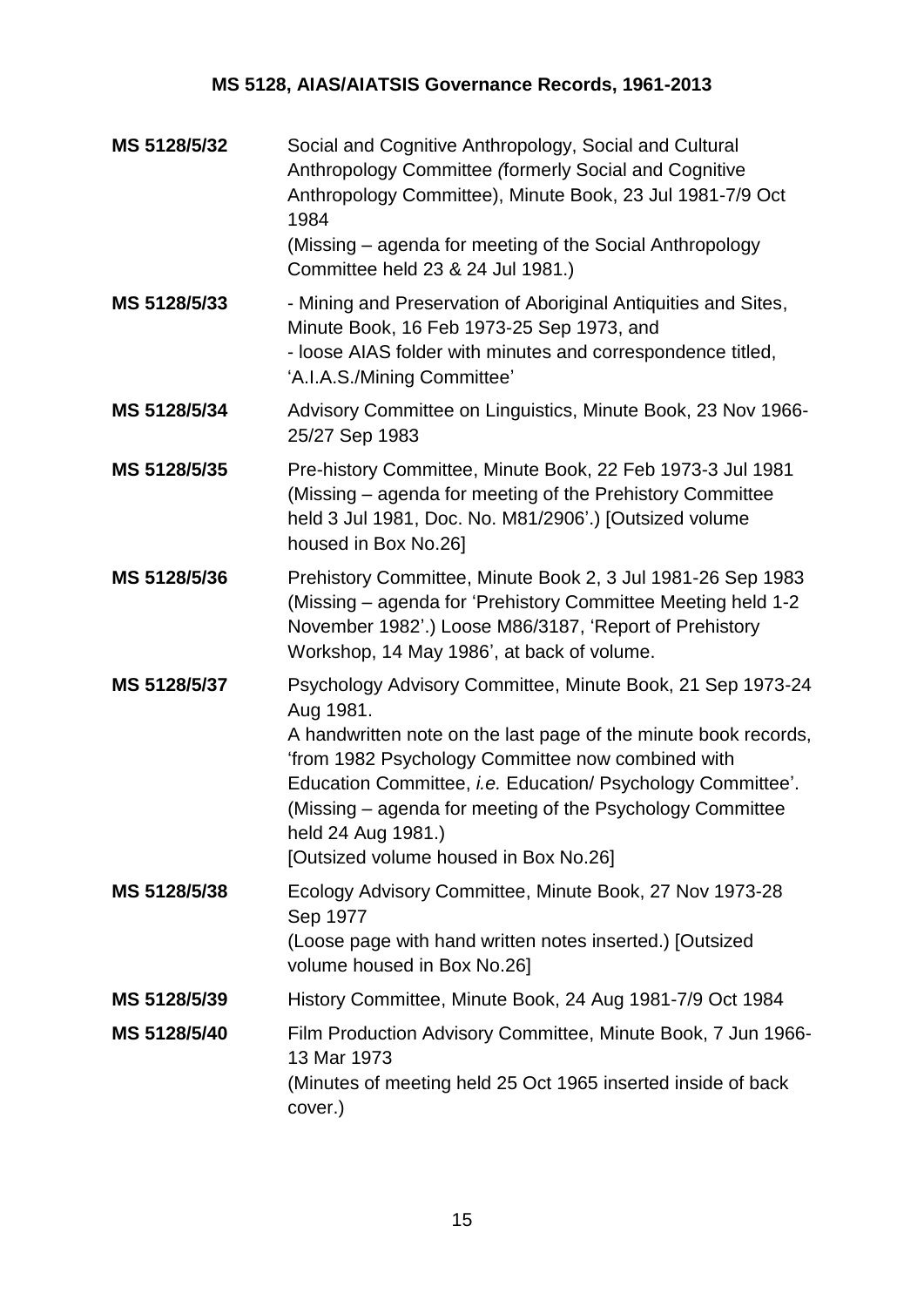**MS 5128/5/32** Social and Cognitive Anthropology, Social and Cultural Anthropology Committee *(*formerly Social and Cognitive Anthropology Committee), Minute Book, 23 Jul 1981-7/9 Oct 1984
(Missing – agenda for meeting of the Social Anthropology Committee held 23 & 24 Jul 1981.)

**MS 5128/5/33** - Mining and Preservation of Aboriginal Antiquities and Sites, Minute Book, 16 Feb 1973-25 Sep 1973, and
- loose AIAS folder with minutes and correspondence titled, 'A.I.A.S./Mining Committee'

**MS 5128/5/34** Advisory Committee on Linguistics, Minute Book, 23 Nov 1966-25/27 Sep 1983

**MS 5128/5/35** Pre-history Committee, Minute Book, 22 Feb 1973-3 Jul 1981 (Missing – agenda for meeting of the Prehistory Committee held 3 Jul 1981, Doc. No. M81/2906'.) [Outsized volume housed in Box No.26]

**MS 5128/5/36** Prehistory Committee, Minute Book 2, 3 Jul 1981-26 Sep 1983 (Missing – agenda for 'Prehistory Committee Meeting held 1-2 November 1982'.) Loose M86/3187, 'Report of Prehistory Workshop, 14 May 1986', at back of volume.

**MS 5128/5/37** Psychology Advisory Committee, Minute Book, 21 Sep 1973-24 Aug 1981.
A handwritten note on the last page of the minute book records, 'from 1982 Psychology Committee now combined with Education Committee, *i.e.* Education/ Psychology Committee'. (Missing – agenda for meeting of the Psychology Committee held 24 Aug 1981.)
[Outsized volume housed in Box No.26]

**MS 5128/5/38** Ecology Advisory Committee, Minute Book, 27 Nov 1973-28 Sep 1977
(Loose page with hand written notes inserted.) [Outsized volume housed in Box No.26]

**MS 5128/5/39** History Committee, Minute Book, 24 Aug 1981-7/9 Oct 1984

**MS 5128/5/40** Film Production Advisory Committee, Minute Book, 7 Jun 1966-13 Mar 1973
(Minutes of meeting held 25 Oct 1965 inserted inside of back cover.)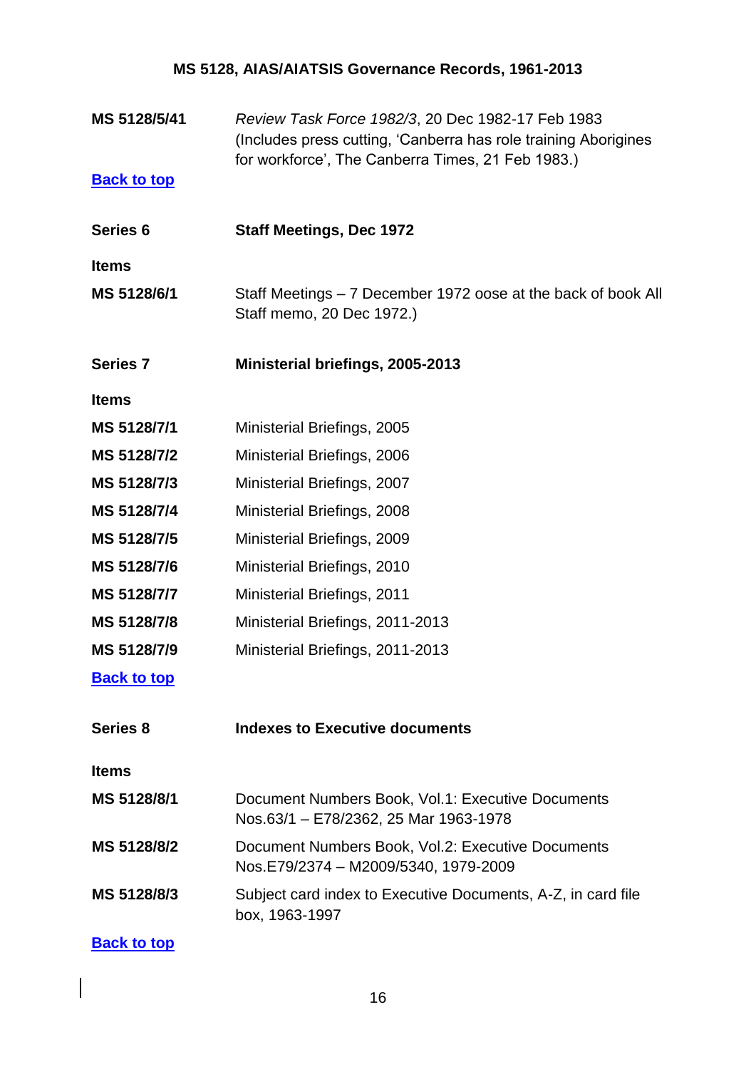**MS 5128/5/41** — *Review Task Force 1982/3*, 20 Dec 1982-17 Feb 1983 (Includes press cutting, 'Canberra has role training Aborigines for workforce', The Canberra Times, 21 Feb 1983.)

[Back to top]

## Series 6 — Staff Meetings, Dec 1972

**Items**

| | |
|---|---|
| **MS 5128/6/1** | Staff Meetings – 7 December 1972 oose at the back of book All Staff memo, 20 Dec 1972.) |

## Series 7 — Ministerial briefings, 2005-2013

**Items**

| | |
|---|---|
| **MS 5128/7/1** | Ministerial Briefings, 2005 |
| **MS 5128/7/2** | Ministerial Briefings, 2006 |
| **MS 5128/7/3** | Ministerial Briefings, 2007 |
| **MS 5128/7/4** | Ministerial Briefings, 2008 |
| **MS 5128/7/5** | Ministerial Briefings, 2009 |
| **MS 5128/7/6** | Ministerial Briefings, 2010 |
| **MS 5128/7/7** | Ministerial Briefings, 2011 |
| **MS 5128/7/8** | Ministerial Briefings, 2011-2013 |
| **MS 5128/7/9** | Ministerial Briefings, 2011-2013 |

[Back to top]

## Series 8 — Indexes to Executive documents

**Items**

| | |
|---|---|
| **MS 5128/8/1** | Document Numbers Book, Vol.1: Executive Documents Nos.63/1 – E78/2362, 25 Mar 1963-1978 |
| **MS 5128/8/2** | Document Numbers Book, Vol.2: Executive Documents Nos.E79/2374 – M2009/5340, 1979-2009 |
| **MS 5128/8/3** | Subject card index to Executive Documents, A-Z, in card file box, 1963-1997 |

[Back to top]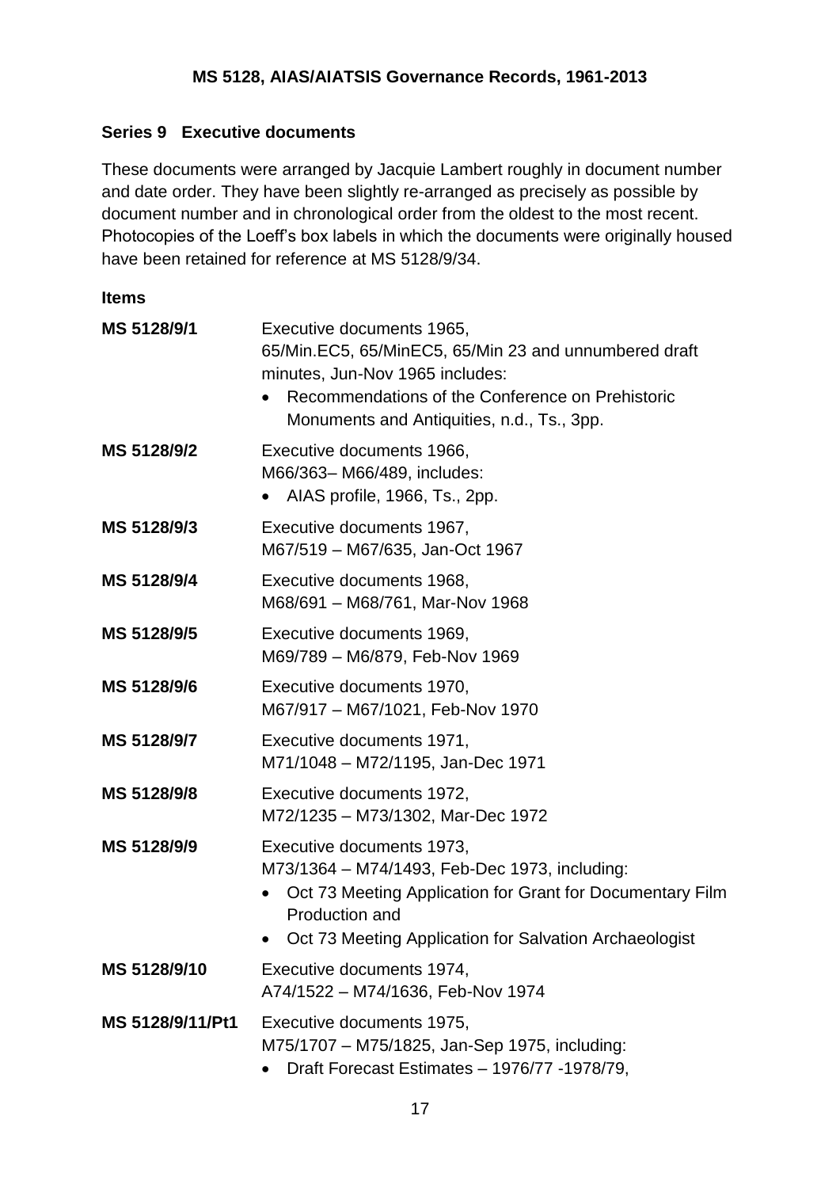**MS 5128, AIAS/AIATSIS Governance Records, 1961-2013**

**Series 9 Executive documents**

These documents were arranged by Jacquie Lambert roughly in document number and date order. They have been slightly re-arranged as precisely as possible by document number and in chronological order from the oldest to the most recent. Photocopies of the Loeff's box labels in which the documents were originally housed have been retained for reference at MS 5128/9/34.

**Items**

**MS 5128/9/1** Executive documents 1965,
65/Min.EC5, 65/MinEC5, 65/Min 23 and unnumbered draft minutes, Jun-Nov 1965 includes:

- Recommendations of the Conference on Prehistoric Monuments and Antiquities, n.d., Ts., 3pp.

**MS 5128/9/2** Executive documents 1966,
M66/363– M66/489, includes:

- AIAS profile, 1966, Ts., 2pp.

**MS 5128/9/3** Executive documents 1967,
M67/519 – M67/635, Jan-Oct 1967

**MS 5128/9/4** Executive documents 1968,
M68/691 – M68/761, Mar-Nov 1968

**MS 5128/9/5** Executive documents 1969,
M69/789 – M6/879, Feb-Nov 1969

**MS 5128/9/6** Executive documents 1970,
M67/917 – M67/1021, Feb-Nov 1970

**MS 5128/9/7** Executive documents 1971,
M71/1048 – M72/1195, Jan-Dec 1971

**MS 5128/9/8** Executive documents 1972,
M72/1235 – M73/1302, Mar-Dec 1972

**MS 5128/9/9** Executive documents 1973,
M73/1364 – M74/1493, Feb-Dec 1973, including:

- Oct 73 Meeting Application for Grant for Documentary Film Production and
- Oct 73 Meeting Application for Salvation Archaeologist

**MS 5128/9/10** Executive documents 1974,
A74/1522 – M74/1636, Feb-Nov 1974

**MS 5128/9/11/Pt1** Executive documents 1975,
M75/1707 – M75/1825, Jan-Sep 1975, including:

- Draft Forecast Estimates – 1976/77 -1978/79,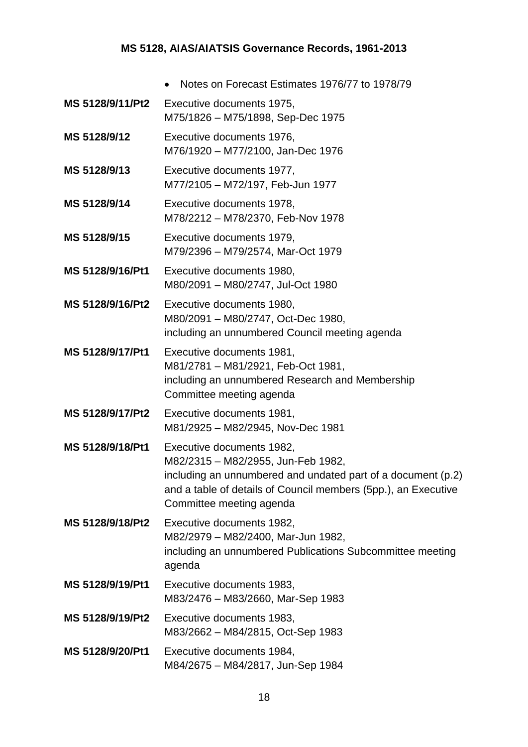- Notes on Forecast Estimates 1976/77 to 1978/79

**MS 5128/9/11/Pt2** Executive documents 1975,
M75/1826 – M75/1898, Sep-Dec 1975

**MS 5128/9/12** Executive documents 1976,
M76/1920 – M77/2100, Jan-Dec 1976

**MS 5128/9/13** Executive documents 1977,
M77/2105 – M72/197, Feb-Jun 1977

**MS 5128/9/14** Executive documents 1978,
M78/2212 – M78/2370, Feb-Nov 1978

**MS 5128/9/15** Executive documents 1979,
M79/2396 – M79/2574, Mar-Oct 1979

**MS 5128/9/16/Pt1** Executive documents 1980,
M80/2091 – M80/2747, Jul-Oct 1980

**MS 5128/9/16/Pt2** Executive documents 1980,
M80/2091 – M80/2747, Oct-Dec 1980,
including an unnumbered Council meeting agenda

**MS 5128/9/17/Pt1** Executive documents 1981,
M81/2781 – M81/2921, Feb-Oct 1981,
including an unnumbered Research and Membership Committee meeting agenda

**MS 5128/9/17/Pt2** Executive documents 1981,
M81/2925 – M82/2945, Nov-Dec 1981

**MS 5128/9/18/Pt1** Executive documents 1982,
M82/2315 – M82/2955, Jun-Feb 1982,
including an unnumbered and undated part of a document (p.2) and a table of details of Council members (5pp.), an Executive Committee meeting agenda

**MS 5128/9/18/Pt2** Executive documents 1982,
M82/2979 – M82/2400, Mar-Jun 1982,
including an unnumbered Publications Subcommittee meeting agenda

**MS 5128/9/19/Pt1** Executive documents 1983,
M83/2476 – M83/2660, Mar-Sep 1983

**MS 5128/9/19/Pt2** Executive documents 1983,
M83/2662 – M84/2815, Oct-Sep 1983

**MS 5128/9/20/Pt1** Executive documents 1984,
M84/2675 – M84/2817, Jun-Sep 1984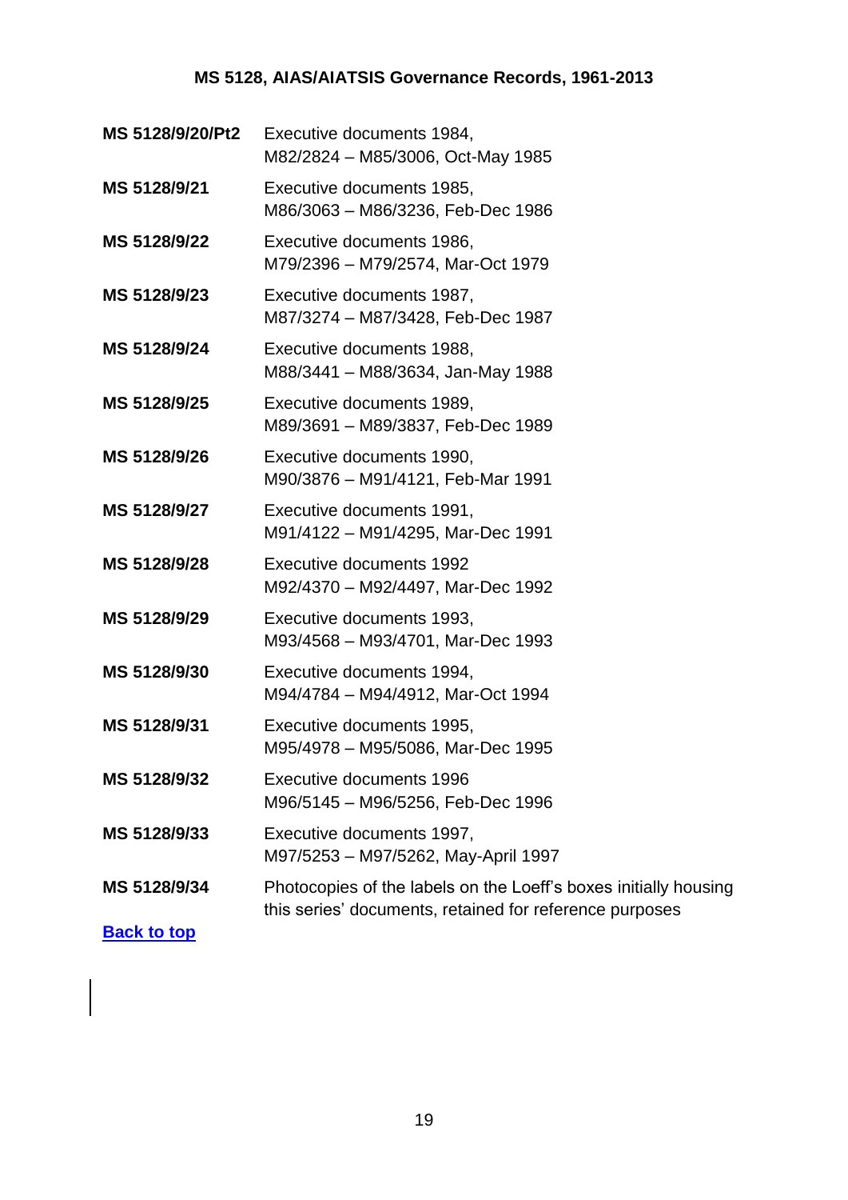| | |
|---|---|
| **MS 5128/9/20/Pt2** | Executive documents 1984, M82/2824 – M85/3006, Oct-May 1985 |
| **MS 5128/9/21** | Executive documents 1985, M86/3063 – M86/3236, Feb-Dec 1986 |
| **MS 5128/9/22** | Executive documents 1986, M79/2396 – M79/2574, Mar-Oct 1979 |
| **MS 5128/9/23** | Executive documents 1987, M87/3274 – M87/3428, Feb-Dec 1987 |
| **MS 5128/9/24** | Executive documents 1988, M88/3441 – M88/3634, Jan-May 1988 |
| **MS 5128/9/25** | Executive documents 1989, M89/3691 – M89/3837, Feb-Dec 1989 |
| **MS 5128/9/26** | Executive documents 1990, M90/3876 – M91/4121, Feb-Mar 1991 |
| **MS 5128/9/27** | Executive documents 1991, M91/4122 – M91/4295, Mar-Dec 1991 |
| **MS 5128/9/28** | Executive documents 1992 M92/4370 – M92/4497, Mar-Dec 1992 |
| **MS 5128/9/29** | Executive documents 1993, M93/4568 – M93/4701, Mar-Dec 1993 |
| **MS 5128/9/30** | Executive documents 1994, M94/4784 – M94/4912, Mar-Oct 1994 |
| **MS 5128/9/31** | Executive documents 1995, M95/4978 – M95/5086, Mar-Dec 1995 |
| **MS 5128/9/32** | Executive documents 1996 M96/5145 – M96/5256, Feb-Dec 1996 |
| **MS 5128/9/33** | Executive documents 1997, M97/5253 – M97/5262, May-April 1997 |
| **MS 5128/9/34** | Photocopies of the labels on the Loeff's boxes initially housing this series' documents, retained for reference purposes |

**Back to top**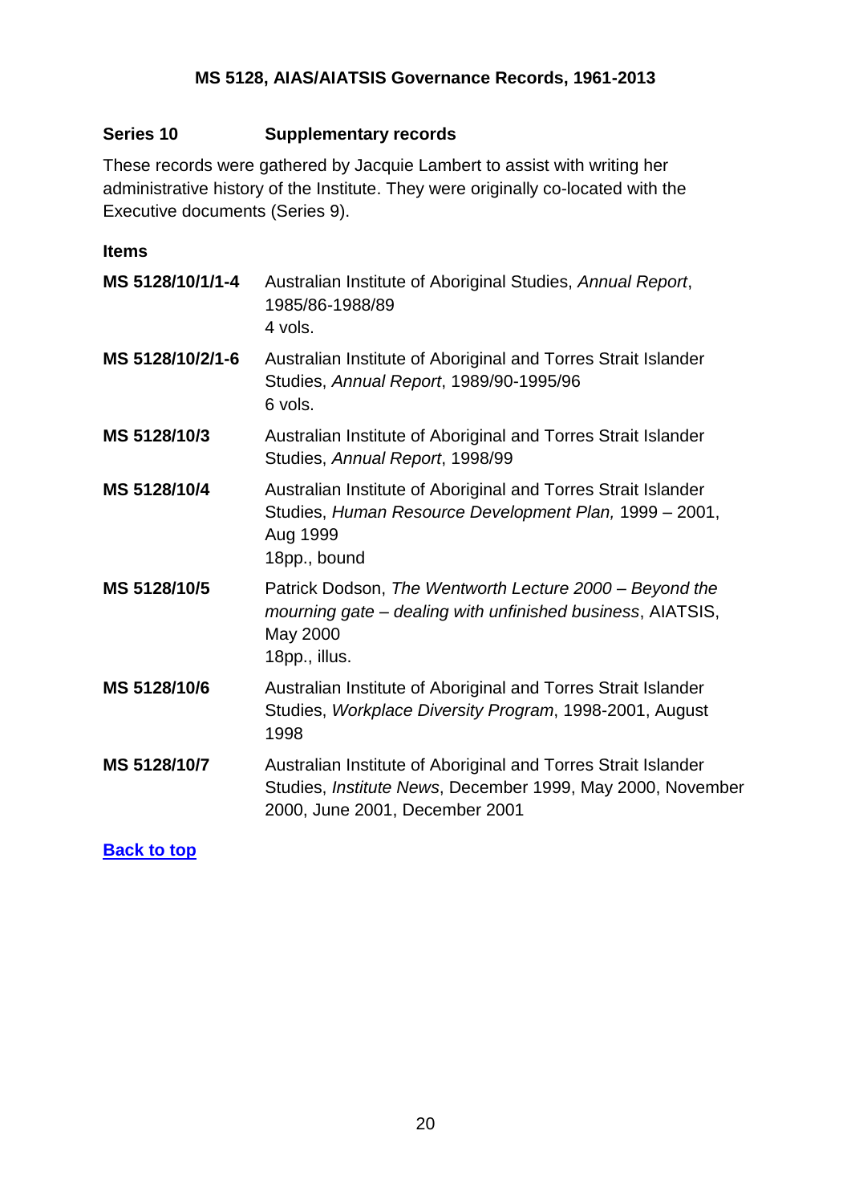**MS 5128, AIAS/AIATSIS Governance Records, 1961-2013**

## Series 10 Supplementary records

These records were gathered by Jacquie Lambert to assist with writing her administrative history of the Institute. They were originally co-located with the Executive documents (Series 9).

### Items

| | |
|---|---|
| **MS 5128/10/1/1-4** | Australian Institute of Aboriginal Studies, *Annual Report*, 1985/86-1988/89<br>4 vols. |
| **MS 5128/10/2/1-6** | Australian Institute of Aboriginal and Torres Strait Islander Studies, *Annual Report*, 1989/90-1995/96<br>6 vols. |
| **MS 5128/10/3** | Australian Institute of Aboriginal and Torres Strait Islander Studies, *Annual Report*, 1998/99 |
| **MS 5128/10/4** | Australian Institute of Aboriginal and Torres Strait Islander Studies, *Human Resource Development Plan,* 1999 – 2001, Aug 1999<br>18pp., bound |
| **MS 5128/10/5** | Patrick Dodson, *The Wentworth Lecture 2000 – Beyond the mourning gate – dealing with unfinished business*, AIATSIS, May 2000<br>18pp., illus. |
| **MS 5128/10/6** | Australian Institute of Aboriginal and Torres Strait Islander Studies, *Workplace Diversity Program*, 1998-2001, August 1998 |
| **MS 5128/10/7** | Australian Institute of Aboriginal and Torres Strait Islander Studies, *Institute News*, December 1999, May 2000, November 2000, June 2001, December 2001 |

**Back to top**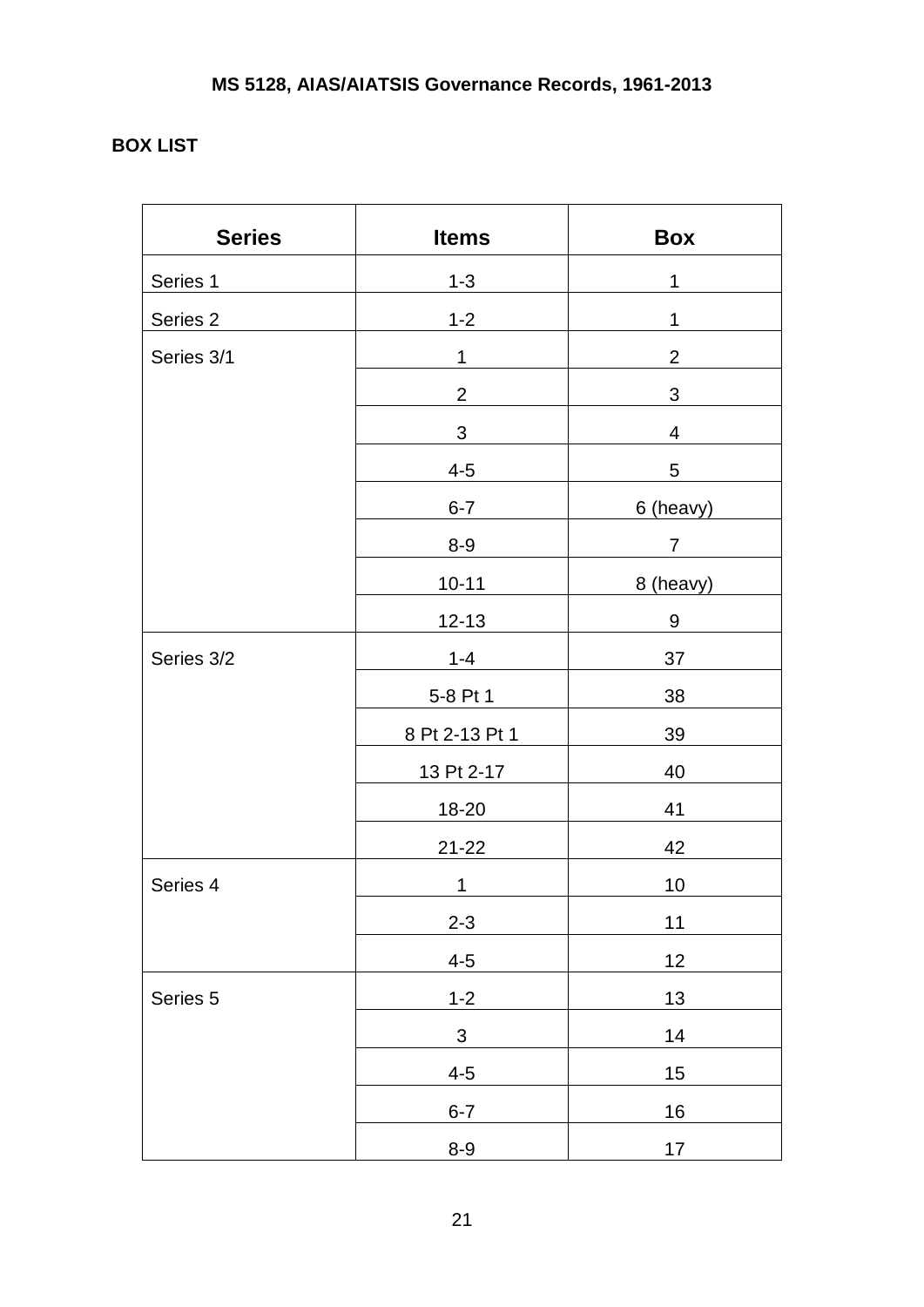**MS 5128, AIAS/AIATSIS Governance Records, 1961-2013**

**BOX LIST**

| Series | Items | Box |
|---|---|---|
| Series 1 | 1-3 | 1 |
| Series 2 | 1-2 | 1 |
| Series 3/1 | 1 | 2 |
| | 2 | 3 |
| | 3 | 4 |
| | 4-5 | 5 |
| | 6-7 | 6 (heavy) |
| | 8-9 | 7 |
| | 10-11 | 8 (heavy) |
| | 12-13 | 9 |
| Series 3/2 | 1-4 | 37 |
| | 5-8 Pt 1 | 38 |
| | 8 Pt 2-13 Pt 1 | 39 |
| | 13 Pt 2-17 | 40 |
| | 18-20 | 41 |
| | 21-22 | 42 |
| Series 4 | 1 | 10 |
| | 2-3 | 11 |
| | 4-5 | 12 |
| Series 5 | 1-2 | 13 |
| | 3 | 14 |
| | 4-5 | 15 |
| | 6-7 | 16 |
| | 8-9 | 17 |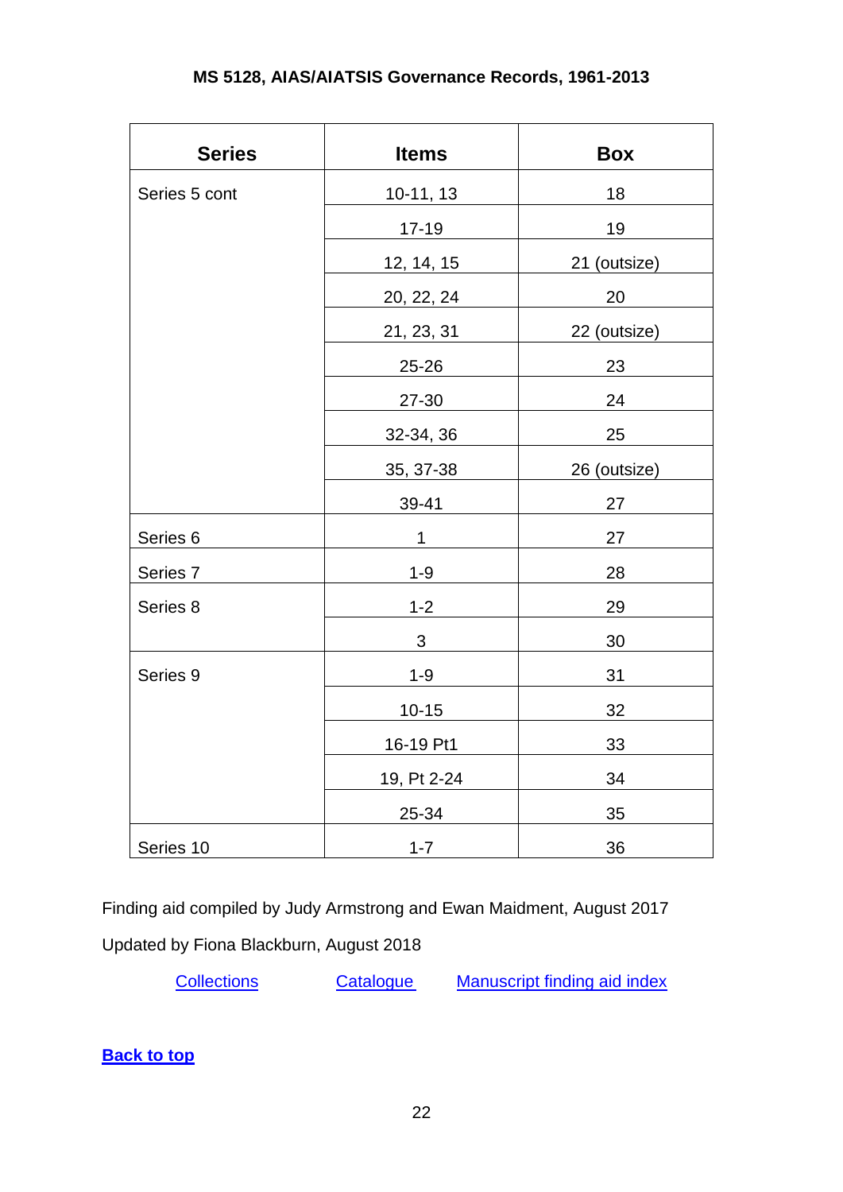**MS 5128, AIAS/AIATSIS Governance Records, 1961-2013**

| Series | Items | Box |
|---|---|---|
| Series 5 cont | 10-11, 13 | 18 |
| | 17-19 | 19 |
| | 12, 14, 15 | 21 (outsize) |
| | 20, 22, 24 | 20 |
| | 21, 23, 31 | 22 (outsize) |
| | 25-26 | 23 |
| | 27-30 | 24 |
| | 32-34, 36 | 25 |
| | 35, 37-38 | 26 (outsize) |
| | 39-41 | 27 |
| Series 6 | 1 | 27 |
| Series 7 | 1-9 | 28 |
| Series 8 | 1-2 | 29 |
| | 3 | 30 |
| Series 9 | 1-9 | 31 |
| | 10-15 | 32 |
| | 16-19 Pt1 | 33 |
| | 19, Pt 2-24 | 34 |
| | 25-34 | 35 |
| Series 10 | 1-7 | 36 |

Finding aid compiled by Judy Armstrong and Ewan Maidment, August 2017

Updated by Fiona Blackburn, August 2018

Collections    Catalogue    Manuscript finding aid index

**Back to top**